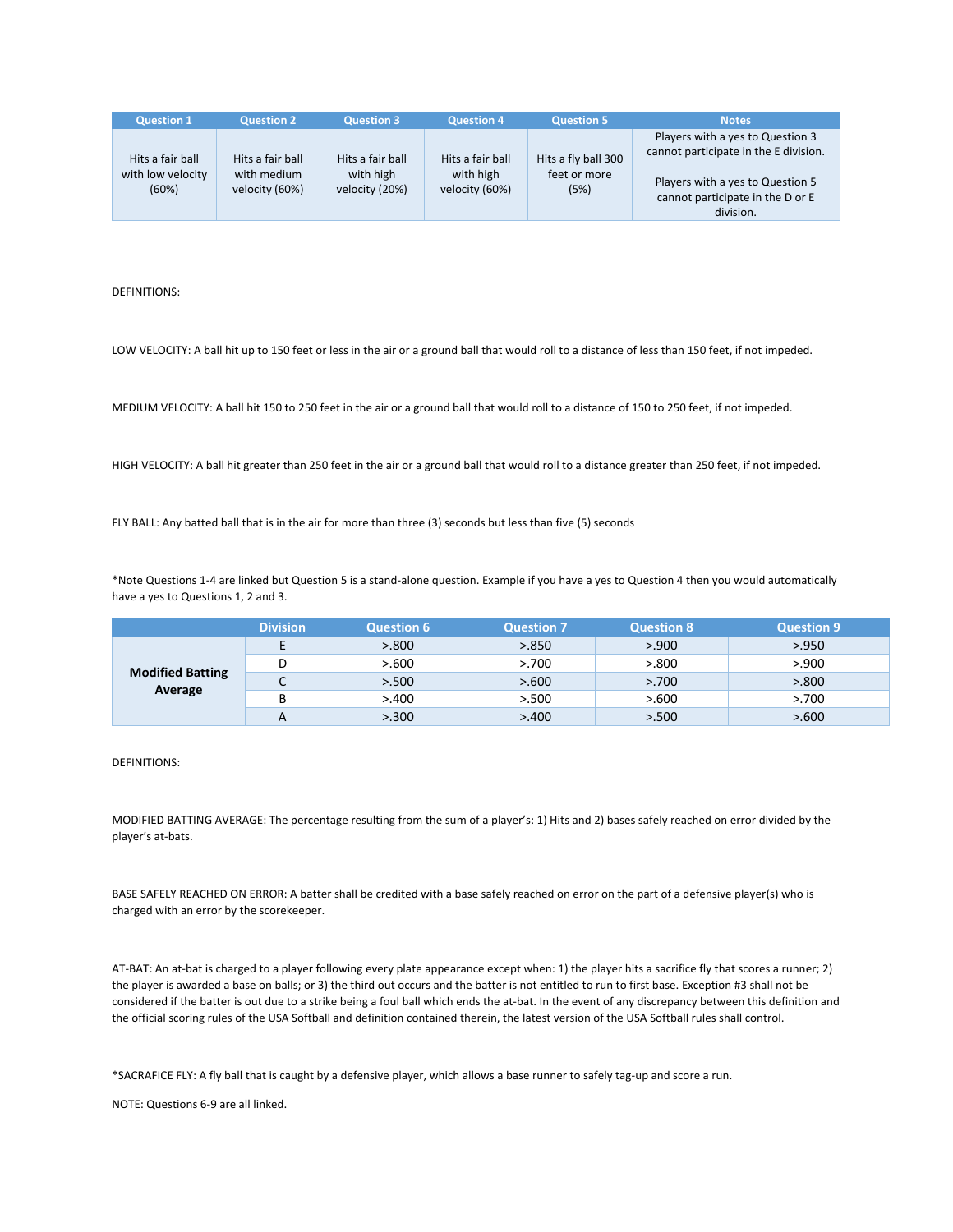| Question 1 | Question 2 | Question 3 | Question 4 | Question 5 | Notes |
|---|---|---|---|---|---|
| Hits a fair ball with low velocity (60%) | Hits a fair ball with medium velocity (60%) | Hits a fair ball with high velocity (20%) | Hits a fair ball with high velocity (60%) | Hits a fly ball 300 feet or more (5%) | Players with a yes to Question 3 cannot participate in the E division.<br><br>Players with a yes to Question 5 cannot participate in the D or E division. |

DEFINITIONS:

LOW VELOCITY: A ball hit up to 150 feet or less in the air or a ground ball that would roll to a distance of less than 150 feet, if not impeded.

MEDIUM VELOCITY: A ball hit 150 to 250 feet in the air or a ground ball that would roll to a distance of 150 to 250 feet, if not impeded.

HIGH VELOCITY: A ball hit greater than 250 feet in the air or a ground ball that would roll to a distance greater than 250 feet, if not impeded.

FLY BALL: Any batted ball that is in the air for more than three (3) seconds but less than five (5) seconds

*Note Questions 1-4 are linked but Question 5 is a stand-alone question. Example if you have a yes to Question 4 then you would automatically have a yes to Questions 1, 2 and 3.

| | Division | Question 6 | Question 7 | Question 8 | Question 9 |
|---|---|---|---|---|---|
| **Modified Batting Average** | E | >.800 | >.850 | >.900 | >.950 |
| | D | >.600 | >.700 | >.800 | >.900 |
| | C | >.500 | >.600 | >.700 | >.800 |
| | B | >.400 | >.500 | >.600 | >.700 |
| | A | >.300 | >.400 | >.500 | >.600 |

DEFINITIONS:

MODIFIED BATTING AVERAGE: The percentage resulting from the sum of a player's: 1) Hits and 2) bases safely reached on error divided by the player's at-bats.

BASE SAFELY REACHED ON ERROR: A batter shall be credited with a base safely reached on error on the part of a defensive player(s) who is charged with an error by the scorekeeper.

AT-BAT: An at-bat is charged to a player following every plate appearance except when: 1) the player hits a sacrifice fly that scores a runner; 2) the player is awarded a base on balls; or 3) the third out occurs and the batter is not entitled to run to first base. Exception #3 shall not be considered if the batter is out due to a strike being a foul ball which ends the at-bat. In the event of any discrepancy between this definition and the official scoring rules of the USA Softball and definition contained therein, the latest version of the USA Softball rules shall control.

*SACRAFICE FLY: A fly ball that is caught by a defensive player, which allows a base runner to safely tag-up and score a run.

NOTE: Questions 6-9 are all linked.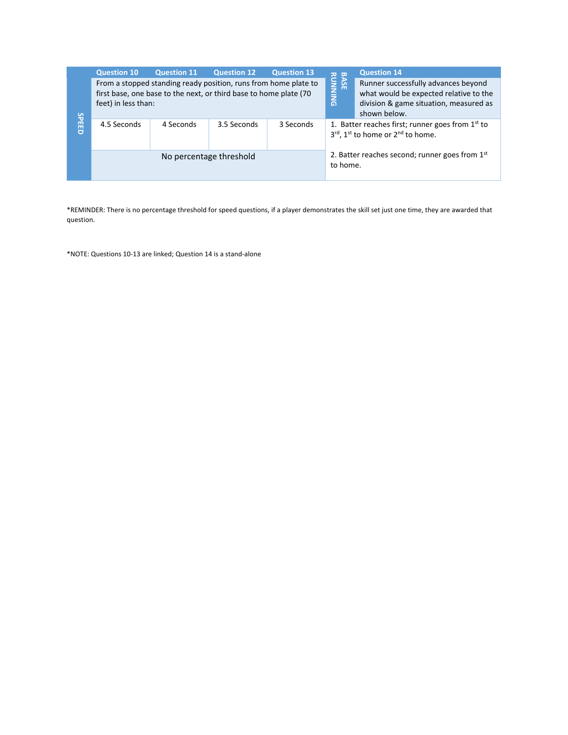| SPEED | Question 10 | Question 11 | Question 12 | Question 13 | BASE RUNNING | Question 14 |
|---|---|---|---|---|---|---|
| | From a stopped standing ready position, runs from home plate to first base, one base to the next, or third base to home plate (70 feet) in less than: | | | | | Runner successfully advances beyond what would be expected relative to the division & game situation, measured as shown below. |
| | 4.5 Seconds | 4 Seconds | 3.5 Seconds | 3 Seconds | | 1. Batter reaches first; runner goes from 1st to 3rd, 1st to home or 2nd to home. |
| | No percentage threshold | | | | | 2. Batter reaches second; runner goes from 1st to home. |

*REMINDER: There is no percentage threshold for speed questions, if a player demonstrates the skill set just one time, they are awarded that question.

*NOTE: Questions 10-13 are linked; Question 14 is a stand-alone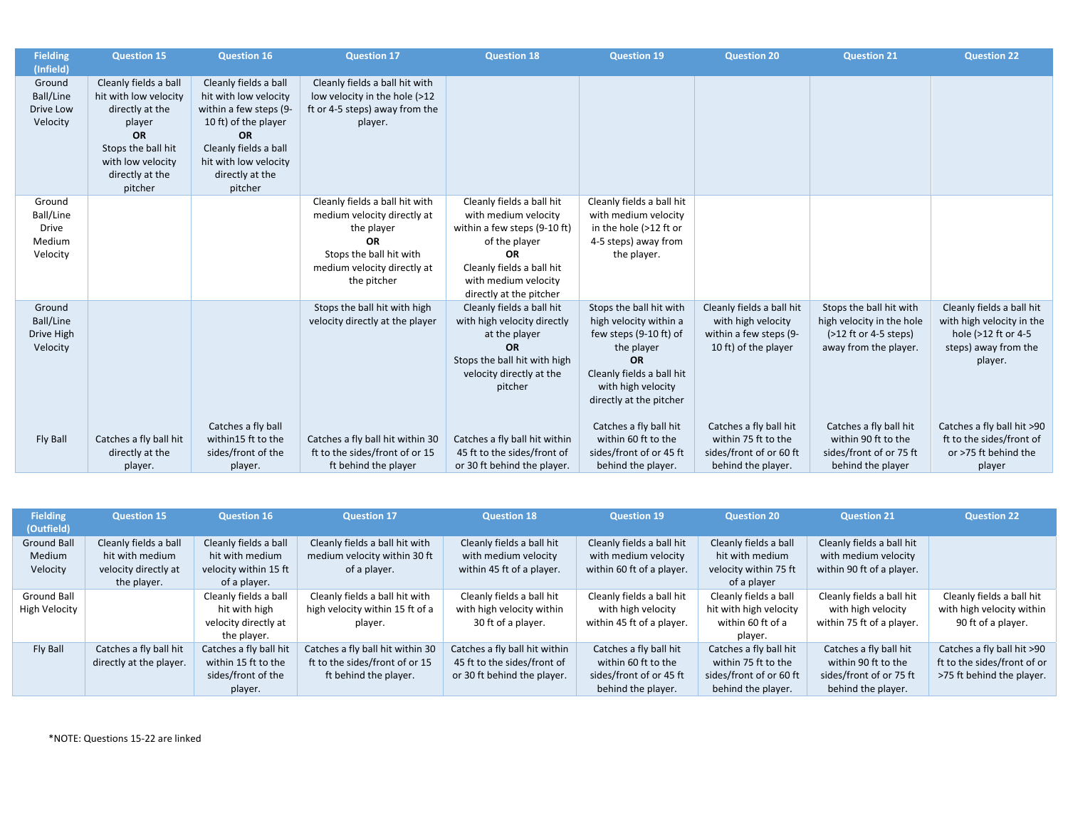| Fielding (Infield) | Question 15 | Question 16 | Question 17 | Question 18 | Question 19 | Question 20 | Question 21 | Question 22 |
|---|---|---|---|---|---|---|---|---|
| Ground Ball/Line Drive Low Velocity | Cleanly fields a ball hit with low velocity directly at the player **OR** Stops the ball hit with low velocity directly at the pitcher | Cleanly fields a ball hit with low velocity within a few steps (9-10 ft) of the player **OR** Cleanly fields a ball hit with low velocity directly at the pitcher | Cleanly fields a ball hit with low velocity in the hole (>12 ft or 4-5 steps) away from the player. | | | | | |
| Ground Ball/Line Drive Medium Velocity | | | Cleanly fields a ball hit with medium velocity directly at the player **OR** Stops the ball hit with medium velocity directly at the pitcher | Cleanly fields a ball hit with medium velocity within a few steps (9-10 ft) of the player **OR** Cleanly fields a ball hit with medium velocity directly at the pitcher | Cleanly fields a ball hit with medium velocity in the hole (>12 ft or 4-5 steps) away from the player. | | | |
| Ground Ball/Line Drive High Velocity | | | Stops the ball hit with high velocity directly at the player | Cleanly fields a ball hit with high velocity directly at the player **OR** Stops the ball hit with high velocity directly at the pitcher | Stops the ball hit with high velocity within a few steps (9-10 ft) of the player **OR** Cleanly fields a ball hit with high velocity directly at the pitcher | Cleanly fields a ball hit with high velocity within a few steps (9-10 ft) of the player | Stops the ball hit with high velocity in the hole (>12 ft or 4-5 steps) away from the player. | Cleanly fields a ball hit with high velocity in the hole (>12 ft or 4-5 steps) away from the player. |
| Fly Ball | Catches a fly ball hit directly at the player. | Catches a fly ball within15 ft to the sides/front of the player. | Catches a fly ball hit within 30 ft to the sides/front of or 15 ft behind the player | Catches a fly ball hit within 45 ft to the sides/front of or 30 ft behind the player. | Catches a fly ball hit within 60 ft to the sides/front of or 45 ft behind the player. | Catches a fly ball hit within 75 ft to the sides/front of or 60 ft behind the player. | Catches a fly ball hit within 90 ft to the sides/front of or 75 ft behind the player | Catches a fly ball hit >90 ft to the sides/front of or >75 ft behind the player |

| Fielding (Outfield) | Question 15 | Question 16 | Question 17 | Question 18 | Question 19 | Question 20 | Question 21 | Question 22 |
|---|---|---|---|---|---|---|---|---|
| Ground Ball Medium Velocity | Cleanly fields a ball hit with medium velocity directly at the player. | Cleanly fields a ball hit with medium velocity within 15 ft of a player. | Cleanly fields a ball hit with medium velocity within 30 ft of a player. | Cleanly fields a ball hit with medium velocity within 45 ft of a player. | Cleanly fields a ball hit with medium velocity within 60 ft of a player. | Cleanly fields a ball hit with medium velocity within 75 ft of a player | Cleanly fields a ball hit with medium velocity within 90 ft of a player. | |
| Ground Ball High Velocity | | Cleanly fields a ball hit with high velocity directly at the player. | Cleanly fields a ball hit with high velocity within 15 ft of a player. | Cleanly fields a ball hit with high velocity within 30 ft of a player. | Cleanly fields a ball hit with high velocity within 45 ft of a player. | Cleanly fields a ball hit with high velocity within 60 ft of a player. | Cleanly fields a ball hit with high velocity within 75 ft of a player. | Cleanly fields a ball hit with high velocity within 90 ft of a player. |
| Fly Ball | Catches a fly ball hit directly at the player. | Catches a fly ball hit within 15 ft to the sides/front of the player. | Catches a fly ball hit within 30 ft to the sides/front of or 15 ft behind the player. | Catches a fly ball hit within 45 ft to the sides/front of or 30 ft behind the player. | Catches a fly ball hit within 60 ft to the sides/front of or 45 ft behind the player. | Catches a fly ball hit within 75 ft to the sides/front of or 60 ft behind the player. | Catches a fly ball hit within 90 ft to the sides/front of or 75 ft behind the player. | Catches a fly ball hit >90 ft to the sides/front of or >75 ft behind the player. |

*NOTE: Questions 15-22 are linked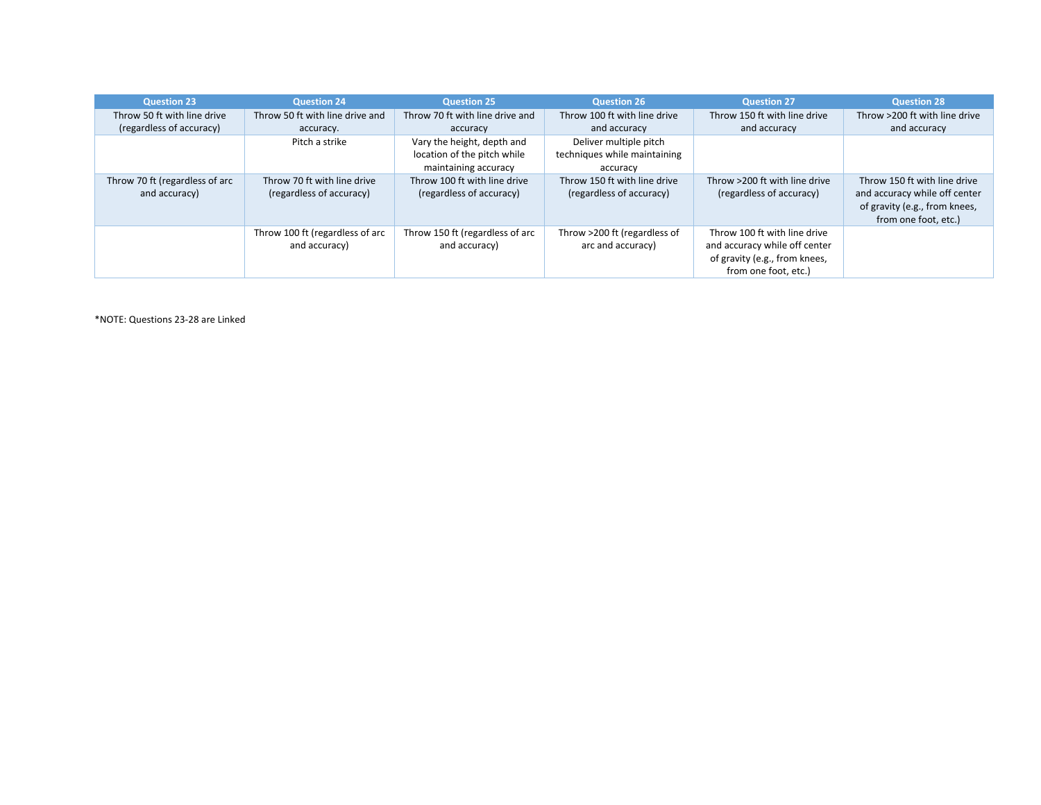| Question 23 | Question 24 | Question 25 | Question 26 | Question 27 | Question 28 |
|---|---|---|---|---|---|
| Throw 50 ft with line drive (regardless of accuracy) | Throw 50 ft with line drive and accuracy. | Throw 70 ft with line drive and accuracy | Throw 100 ft with line drive and accuracy | Throw 150 ft with line drive and accuracy | Throw >200 ft with line drive and accuracy |
| | Pitch a strike | Vary the height, depth and location of the pitch while maintaining accuracy | Deliver multiple pitch techniques while maintaining accuracy | | |
| Throw 70 ft (regardless of arc and accuracy) | Throw 70 ft with line drive (regardless of accuracy) | Throw 100 ft with line drive (regardless of accuracy) | Throw 150 ft with line drive (regardless of accuracy) | Throw >200 ft with line drive (regardless of accuracy) | Throw 150 ft with line drive and accuracy while off center of gravity (e.g., from knees, from one foot, etc.) |
| | Throw 100 ft (regardless of arc and accuracy) | Throw 150 ft (regardless of arc and accuracy) | Throw >200 ft (regardless of arc and accuracy) | Throw 100 ft with line drive and accuracy while off center of gravity (e.g., from knees, from one foot, etc.) | |

*NOTE: Questions 23-28 are Linked